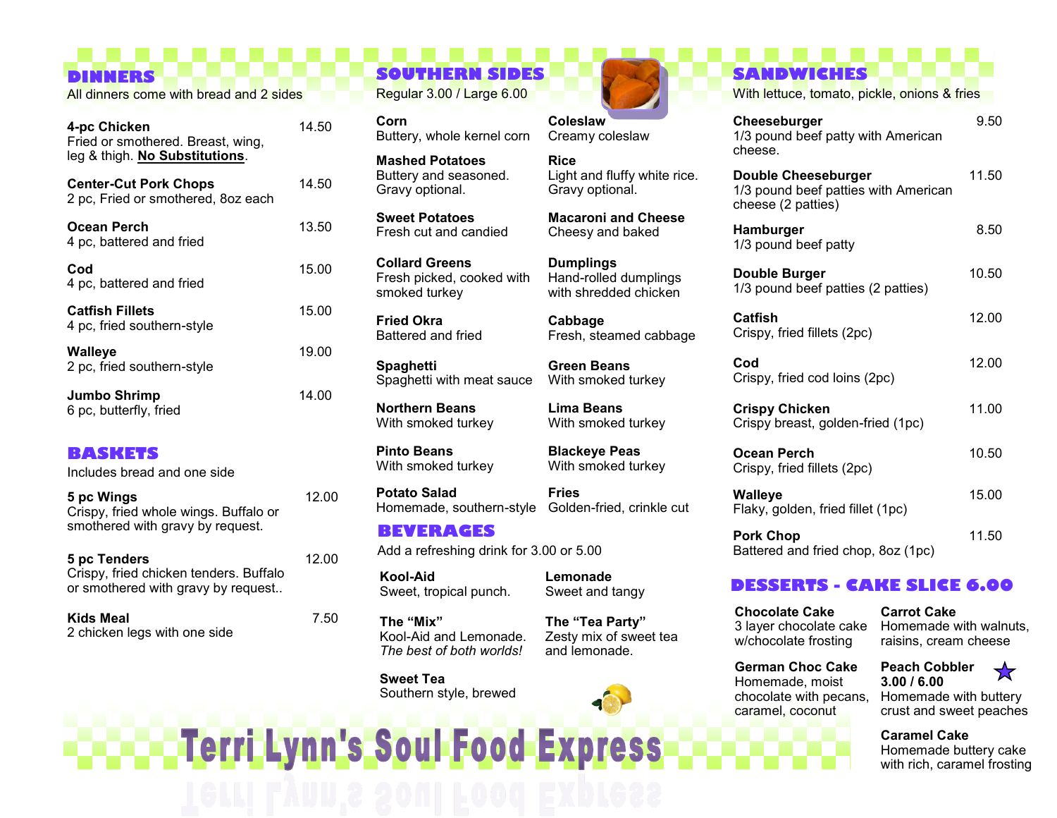## DINNERS

All dinners come with bread and 2 sides

**4-pc Chicken** 14.50
Fried or smothered. Breast, wing, leg & thigh. **No Substitutions**.

**Center-Cut Pork Chops** 14.50
2 pc, Fried or smothered, 8oz each

**Ocean Perch** 13.50
4 pc, battered and fried

**Cod** 15.00
4 pc, battered and fried

**Catfish Fillets** 15.00
4 pc, fried southern-style

**Walleye** 19.00
2 pc, fried southern-style

**Jumbo Shrimp** 14.00
6 pc, butterfly, fried

## BASKETS

Includes bread and one side

**5 pc Wings** 12.00
Crispy, fried whole wings. Buffalo or smothered with gravy by request.

**5 pc Tenders** 12.00
Crispy, fried chicken tenders. Buffalo or smothered with gravy by request..

**Kids Meal** 7.50
2 chicken legs with one side

## SOUTHERN SIDES

Regular 3.00 / Large 6.00

**Corn**
Buttery, whole kernel corn

**Coleslaw**
Creamy coleslaw

**Mashed Potatoes**
Buttery and seasoned. Gravy optional.

**Rice**
Light and fluffy white rice. Gravy optional.

**Sweet Potatoes**
Fresh cut and candied

**Macaroni and Cheese**
Cheesy and baked

**Collard Greens**
Fresh picked, cooked with smoked turkey

**Dumplings**
Hand-rolled dumplings with shredded chicken

**Fried Okra**
Battered and fried

**Cabbage**
Fresh, steamed cabbage

**Spaghetti**
Spaghetti with meat sauce

**Green Beans**
With smoked turkey

**Northern Beans**
With smoked turkey

**Lima Beans**
With smoked turkey

**Pinto Beans**
With smoked turkey

**Blackeye Peas**
With smoked turkey

**Potato Salad**
Homemade, southern-style

**Fries**
Golden-fried, crinkle cut

## BEVERAGES

Add a refreshing drink for 3.00 or 5.00

**Kool-Aid**
Sweet, tropical punch.

**Lemonade**
Sweet and tangy

**The "Mix"**
Kool-Aid and Lemonade.
*The best of both worlds!*

**The "Tea Party"**
Zesty mix of sweet tea and lemonade.

**Sweet Tea**
Southern style, brewed

## SANDWICHES

With lettuce, tomato, pickle, onions & fries

**Cheeseburger** 9.50
1/3 pound beef patty with American cheese.

**Double Cheeseburger** 11.50
1/3 pound beef patties with American cheese (2 patties)

**Hamburger** 8.50
1/3 pound beef patty

**Double Burger** 10.50
1/3 pound beef patties (2 patties)

**Catfish** 12.00
Crispy, fried fillets (2pc)

**Cod** 12.00
Crispy, fried cod loins (2pc)

**Crispy Chicken** 11.00
Crispy breast, golden-fried (1pc)

**Ocean Perch** 10.50
Crispy, fried fillets (2pc)

**Walleye** 15.00
Flaky, golden, fried fillet (1pc)

**Pork Chop** 11.50
Battered and fried chop, 8oz (1pc)

## DESSERTS - CAKE SLICE 6.00

**Chocolate Cake**
3 layer chocolate cake w/chocolate frosting

**Carrot Cake**
Homemade with walnuts, raisins, cream cheese

**German Choc Cake**
Homemade, moist chocolate with pecans, caramel, coconut

**Peach Cobbler**
**3.00 / 6.00**
Homemade with buttery crust and sweet peaches

**Caramel Cake**
Homemade buttery cake with rich, caramel frosting

# Terri Lynn's Soul Food Express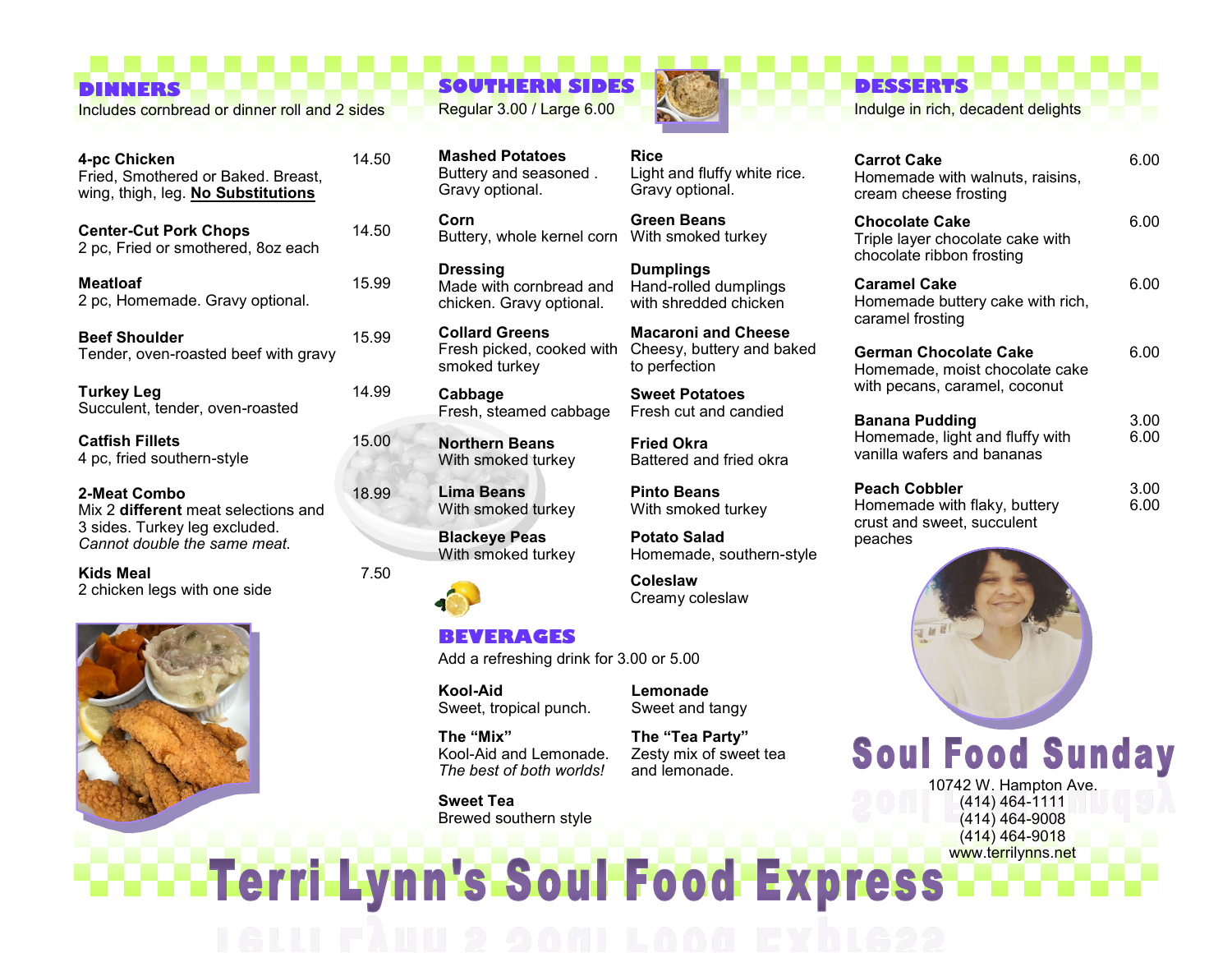## DINNERS

Includes cornbread or dinner roll and 2 sides

**4-pc Chicken** 14.50
Fried, Smothered or Baked. Breast, wing, thigh, leg. **No Substitutions**

**Center-Cut Pork Chops** 14.50
2 pc, Fried or smothered, 8oz each

**Meatloaf** 15.99
2 pc, Homemade. Gravy optional.

**Beef Shoulder** 15.99
Tender, oven-roasted beef with gravy

**Turkey Leg** 14.99
Succulent, tender, oven-roasted

**Catfish Fillets** 15.00
4 pc, fried southern-style

**2-Meat Combo** 18.99
Mix 2 **different** meat selections and 3 sides. Turkey leg excluded.
*Cannot double the same meat.*

**Kids Meal** 7.50
2 chicken legs with one side

## SOUTHERN SIDES

Regular 3.00 / Large 6.00

**Mashed Potatoes**
Buttery and seasoned . Gravy optional.

**Rice**
Light and fluffy white rice. Gravy optional.

**Corn**
Buttery, whole kernel corn

**Green Beans**
With smoked turkey

**Dressing**
Made with cornbread and chicken. Gravy optional.

**Dumplings**
Hand-rolled dumplings with shredded chicken

**Collard Greens**
Fresh picked, cooked with smoked turkey

**Macaroni and Cheese**
Cheesy, buttery and baked to perfection

**Cabbage**
Fresh, steamed cabbage

**Sweet Potatoes**
Fresh cut and candied

**Northern Beans**
With smoked turkey

**Fried Okra**
Battered and fried okra

**Lima Beans**
With smoked turkey

**Pinto Beans**
With smoked turkey

**Blackeye Peas**
With smoked turkey

**Potato Salad**
Homemade, southern-style

**Coleslaw**
Creamy coleslaw

## BEVERAGES

Add a refreshing drink for 3.00 or 5.00

**Kool-Aid**
Sweet, tropical punch.

**Lemonade**
Sweet and tangy

**The "Mix"**
Kool-Aid and Lemonade.
*The best of both worlds!*

**The "Tea Party"**
Zesty mix of sweet tea and lemonade.

**Sweet Tea**
Brewed southern style

## DESSERTS

Indulge in rich, decadent delights

**Carrot Cake** 6.00
Homemade with walnuts, raisins, cream cheese frosting

**Chocolate Cake** 6.00
Triple layer chocolate cake with chocolate ribbon frosting

**Caramel Cake** 6.00
Homemade buttery cake with rich, caramel frosting

**German Chocolate Cake** 6.00
Homemade, moist chocolate cake with pecans, caramel, coconut

**Banana Pudding** 3.00 / 6.00
Homemade, light and fluffy with vanilla wafers and bananas

**Peach Cobbler** 3.00 / 6.00
Homemade with flaky, buttery crust and sweet, succulent peaches

# Soul Food Sunday

10742 W. Hampton Ave.
(414) 464-1111
(414) 464-9008
(414) 464-9018
www.terrilynns.net

# Terri Lynn's Soul Food Express